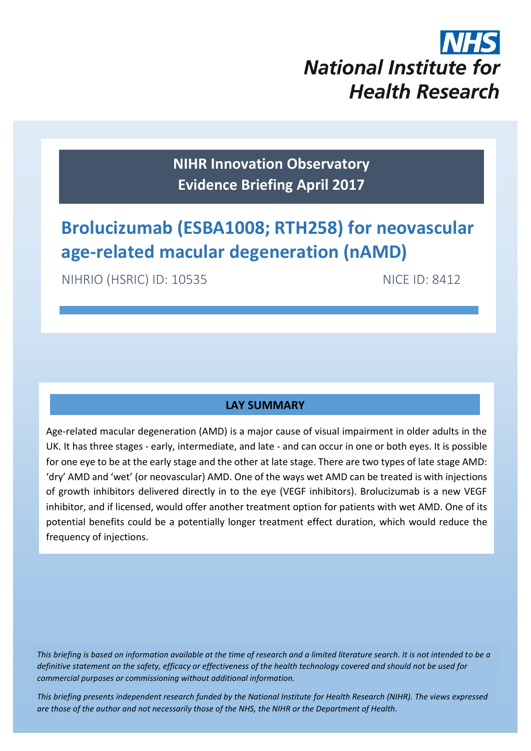National Institute for Health Research

**NIHR Innovation Observatory**
**Evidence Briefing April 2017**

# Brolucizumab (ESBA1008; RTH258) for neovascular age-related macular degeneration (nAMD)

NIHRIO (HSRIC) ID: 10535 NICE ID: 8412

## LAY SUMMARY

Age-related macular degeneration (AMD) is a major cause of visual impairment in older adults in the UK. It has three stages - early, intermediate, and late - and can occur in one or both eyes. It is possible for one eye to be at the early stage and the other at late stage. There are two types of late stage AMD: 'dry' AMD and 'wet' (or neovascular) AMD. One of the ways wet AMD can be treated is with injections of growth inhibitors delivered directly in to the eye (VEGF inhibitors). Brolucizumab is a new VEGF inhibitor, and if licensed, would offer another treatment option for patients with wet AMD. One of its potential benefits could be a potentially longer treatment effect duration, which would reduce the frequency of injections.

*This briefing is based on information available at the time of research and a limited literature search. It is not intended to be a definitive statement on the safety, efficacy or effectiveness of the health technology covered and should not be used for commercial purposes or commissioning without additional information.*

*This briefing presents independent research funded by the National Institute for Health Research (NIHR). The views expressed are those of the author and not necessarily those of the NHS, the NIHR or the Department of Health.*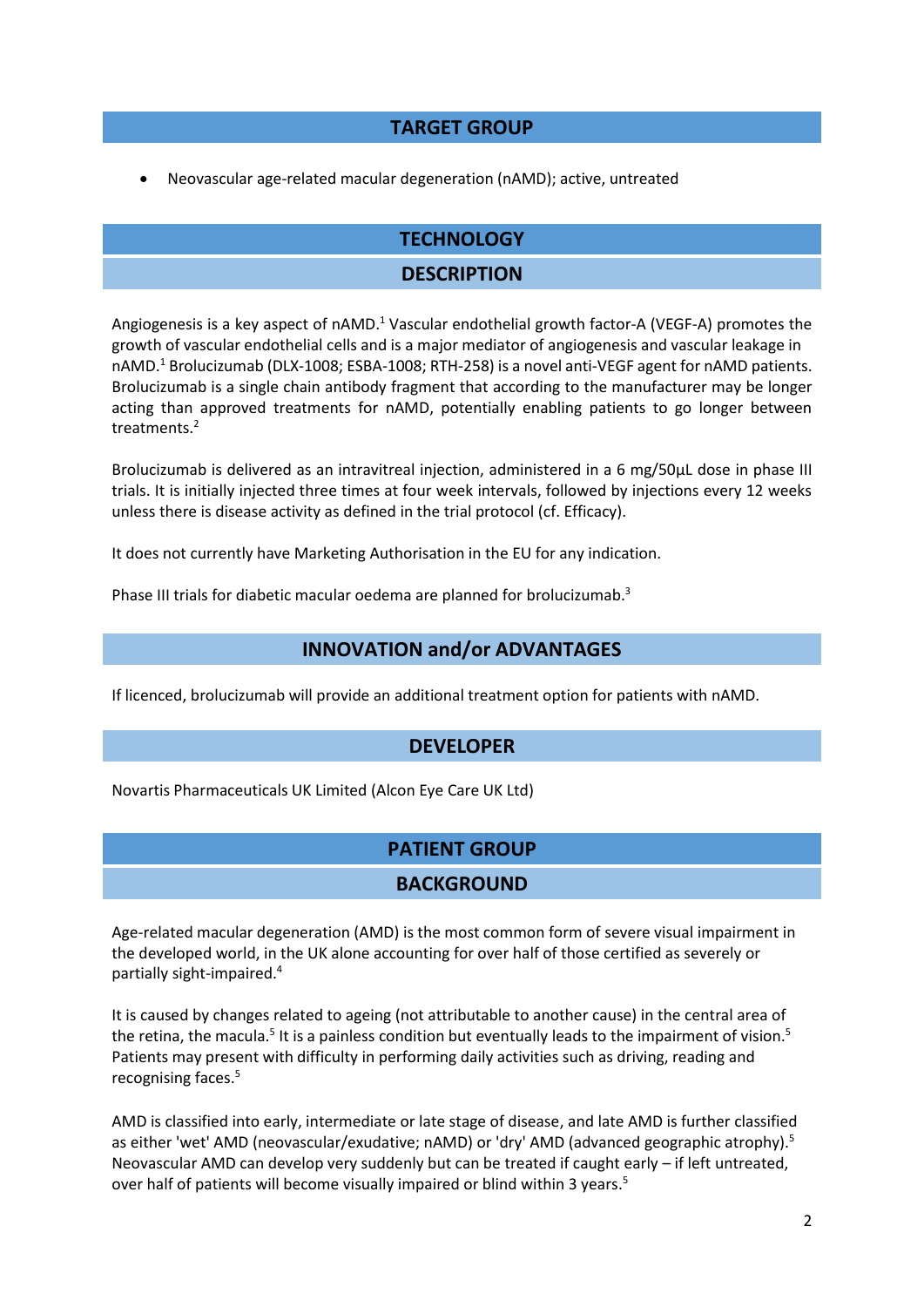## TARGET GROUP

- Neovascular age-related macular degeneration (nAMD); active, untreated

## TECHNOLOGY

### DESCRIPTION

Angiogenesis is a key aspect of nAMD.[1] Vascular endothelial growth factor-A (VEGF-A) promotes the growth of vascular endothelial cells and is a major mediator of angiogenesis and vascular leakage in nAMD.[1] Brolucizumab (DLX-1008; ESBA-1008; RTH-258) is a novel anti-VEGF agent for nAMD patients. Brolucizumab is a single chain antibody fragment that according to the manufacturer may be longer acting than approved treatments for nAMD, potentially enabling patients to go longer between treatments.[2]

Brolucizumab is delivered as an intravitreal injection, administered in a 6 mg/50μL dose in phase III trials. It is initially injected three times at four week intervals, followed by injections every 12 weeks unless there is disease activity as defined in the trial protocol (cf. Efficacy).

It does not currently have Marketing Authorisation in the EU for any indication.

Phase III trials for diabetic macular oedema are planned for brolucizumab.[3]

### INNOVATION and/or ADVANTAGES

If licenced, brolucizumab will provide an additional treatment option for patients with nAMD.

### DEVELOPER

Novartis Pharmaceuticals UK Limited (Alcon Eye Care UK Ltd)

## PATIENT GROUP

### BACKGROUND

Age-related macular degeneration (AMD) is the most common form of severe visual impairment in the developed world, in the UK alone accounting for over half of those certified as severely or partially sight-impaired.[4]

It is caused by changes related to ageing (not attributable to another cause) in the central area of the retina, the macula.[5] It is a painless condition but eventually leads to the impairment of vision.[5] Patients may present with difficulty in performing daily activities such as driving, reading and recognising faces.[5]

AMD is classified into early, intermediate or late stage of disease, and late AMD is further classified as either 'wet' AMD (neovascular/exudative; nAMD) or 'dry' AMD (advanced geographic atrophy).[5] Neovascular AMD can develop very suddenly but can be treated if caught early – if left untreated, over half of patients will become visually impaired or blind within 3 years.[5]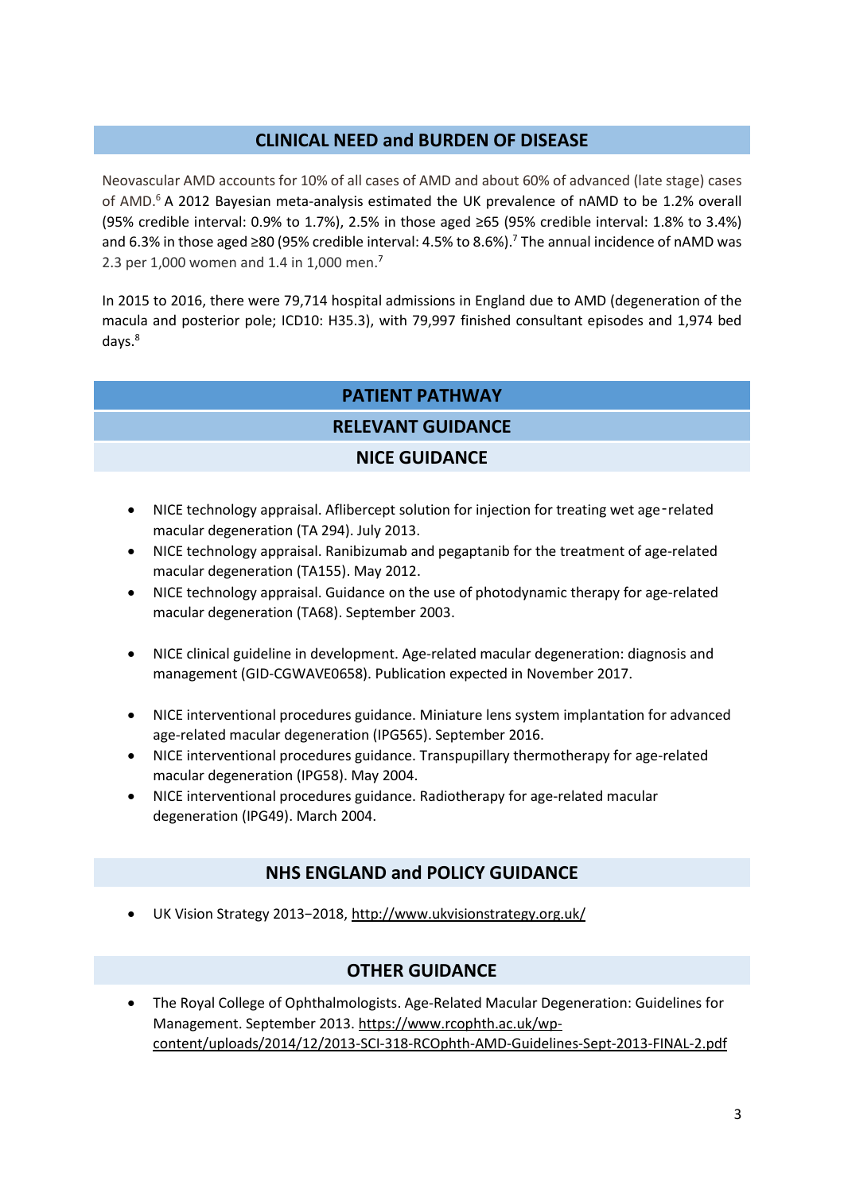## CLINICAL NEED and BURDEN OF DISEASE

Neovascular AMD accounts for 10% of all cases of AMD and about 60% of advanced (late stage) cases of AMD.[6] A 2012 Bayesian meta-analysis estimated the UK prevalence of nAMD to be 1.2% overall (95% credible interval: 0.9% to 1.7%), 2.5% in those aged ≥65 (95% credible interval: 1.8% to 3.4%) and 6.3% in those aged ≥80 (95% credible interval: 4.5% to 8.6%).[7] The annual incidence of nAMD was 2.3 per 1,000 women and 1.4 in 1,000 men.[7]

In 2015 to 2016, there were 79,714 hospital admissions in England due to AMD (degeneration of the macula and posterior pole; ICD10: H35.3), with 79,997 finished consultant episodes and 1,974 bed days.[8]

## PATIENT PATHWAY

## RELEVANT GUIDANCE

### NICE GUIDANCE

- NICE technology appraisal. Aflibercept solution for injection for treating wet age‑related macular degeneration (TA 294). July 2013.
- NICE technology appraisal. Ranibizumab and pegaptanib for the treatment of age-related macular degeneration (TA155). May 2012.
- NICE technology appraisal. Guidance on the use of photodynamic therapy for age-related macular degeneration (TA68). September 2003.

- NICE clinical guideline in development. Age-related macular degeneration: diagnosis and management (GID-CGWAVE0658). Publication expected in November 2017.

- NICE interventional procedures guidance. Miniature lens system implantation for advanced age-related macular degeneration (IPG565). September 2016.
- NICE interventional procedures guidance. Transpupillary thermotherapy for age-related macular degeneration (IPG58). May 2004.
- NICE interventional procedures guidance. Radiotherapy for age-related macular degeneration (IPG49). March 2004.

### NHS ENGLAND and POLICY GUIDANCE

- UK Vision Strategy 2013−2018, http://www.ukvisionstrategy.org.uk/

### OTHER GUIDANCE

- The Royal College of Ophthalmologists. Age-Related Macular Degeneration: Guidelines for Management. September 2013. https://www.rcophth.ac.uk/wp-content/uploads/2014/12/2013-SCI-318-RCOphth-AMD-Guidelines-Sept-2013-FINAL-2.pdf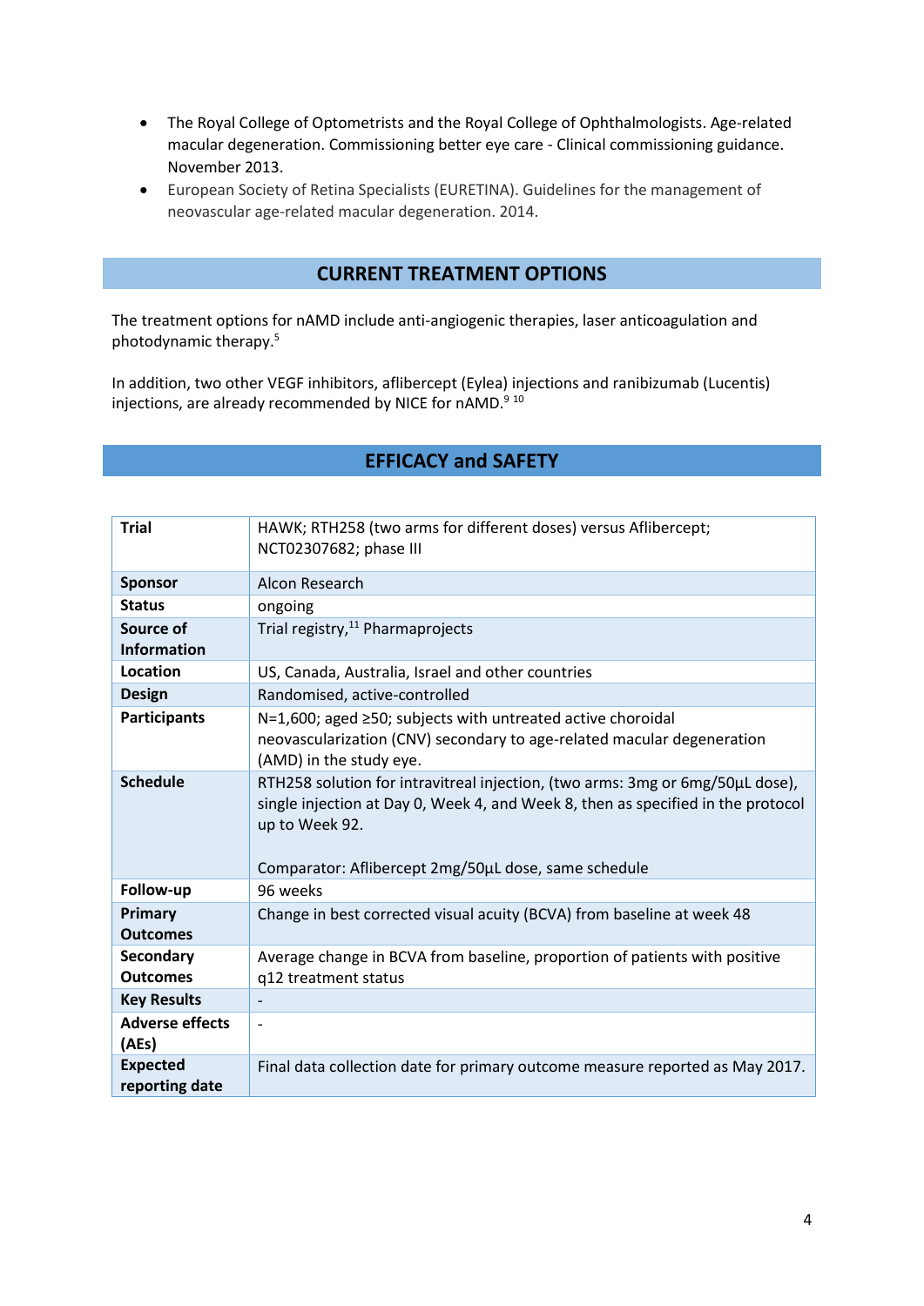- The Royal College of Optometrists and the Royal College of Ophthalmologists. Age-related macular degeneration. Commissioning better eye care - Clinical commissioning guidance. November 2013.
- European Society of Retina Specialists (EURETINA). Guidelines for the management of neovascular age-related macular degeneration. 2014.

## CURRENT TREATMENT OPTIONS

The treatment options for nAMD include anti-angiogenic therapies, laser anticoagulation and photodynamic therapy.[5]

In addition, two other VEGF inhibitors, aflibercept (Eylea) injections and ranibizumab (Lucentis) injections, are already recommended by NICE for nAMD.[9, 10]

## EFFICACY and SAFETY

| **Trial** | HAWK; RTH258 (two arms for different doses) versus Aflibercept; NCT02307682; phase III |
|---|---|
| **Sponsor** | Alcon Research |
| **Status** | ongoing |
| **Source of Information** | Trial registry,[11] Pharmaprojects |
| **Location** | US, Canada, Australia, Israel and other countries |
| **Design** | Randomised, active-controlled |
| **Participants** | N=1,600; aged ≥50; subjects with untreated active choroidal neovascularization (CNV) secondary to age-related macular degeneration (AMD) in the study eye. |
| **Schedule** | RTH258 solution for intravitreal injection, (two arms: 3mg or 6mg/50µL dose), single injection at Day 0, Week 4, and Week 8, then as specified in the protocol up to Week 92.<br><br>Comparator: Aflibercept 2mg/50µL dose, same schedule |
| **Follow-up** | 96 weeks |
| **Primary Outcomes** | Change in best corrected visual acuity (BCVA) from baseline at week 48 |
| **Secondary Outcomes** | Average change in BCVA from baseline, proportion of patients with positive q12 treatment status |
| **Key Results** | - |
| **Adverse effects (AEs)** | - |
| **Expected reporting date** | Final data collection date for primary outcome measure reported as May 2017. |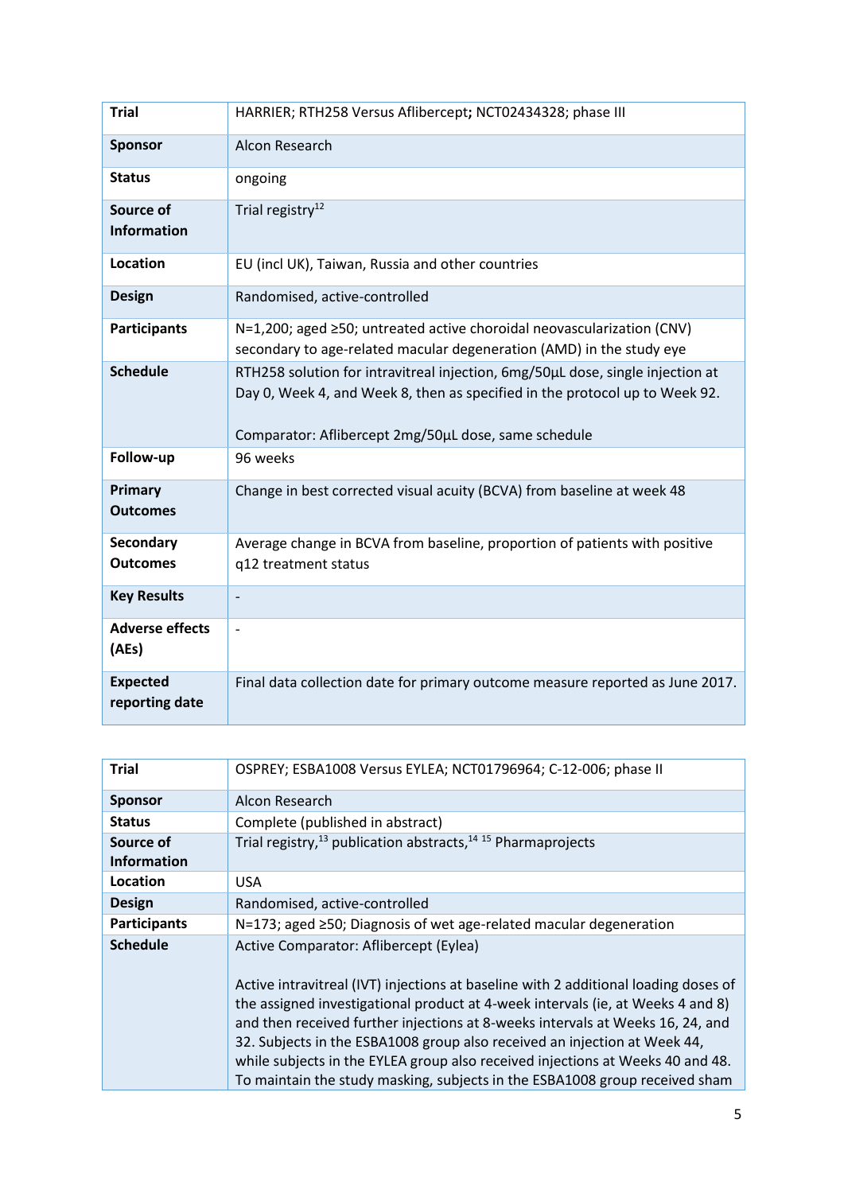| Trial | HARRIER; RTH258 Versus Aflibercept**;** NCT02434328; phase III |
|---|---|
| **Sponsor** | Alcon Research |
| **Status** | ongoing |
| **Source of Information** | Trial registry[12] |
| **Location** | EU (incl UK), Taiwan, Russia and other countries |
| **Design** | Randomised, active-controlled |
| **Participants** | N=1,200; aged ≥50; untreated active choroidal neovascularization (CNV) secondary to age-related macular degeneration (AMD) in the study eye |
| **Schedule** | RTH258 solution for intravitreal injection, 6mg/50µL dose, single injection at Day 0, Week 4, and Week 8, then as specified in the protocol up to Week 92.<br><br>Comparator: Aflibercept 2mg/50µL dose, same schedule |
| **Follow-up** | 96 weeks |
| **Primary Outcomes** | Change in best corrected visual acuity (BCVA) from baseline at week 48 |
| **Secondary Outcomes** | Average change in BCVA from baseline, proportion of patients with positive q12 treatment status |
| **Key Results** | - |
| **Adverse effects (AEs)** | - |
| **Expected reporting date** | Final data collection date for primary outcome measure reported as June 2017. |

| Trial | OSPREY; ESBA1008 Versus EYLEA; NCT01796964; C-12-006; phase II |
|---|---|
| **Sponsor** | Alcon Research |
| **Status** | Complete (published in abstract) |
| **Source of Information** | Trial registry,[13] publication abstracts,[14 15] Pharmaprojects |
| **Location** | USA |
| **Design** | Randomised, active-controlled |
| **Participants** | N=173; aged ≥50; Diagnosis of wet age-related macular degeneration |
| **Schedule** | Active Comparator: Aflibercept (Eylea)<br><br>Active intravitreal (IVT) injections at baseline with 2 additional loading doses of the assigned investigational product at 4-week intervals (ie, at Weeks 4 and 8) and then received further injections at 8-weeks intervals at Weeks 16, 24, and 32. Subjects in the ESBA1008 group also received an injection at Week 44, while subjects in the EYLEA group also received injections at Weeks 40 and 48. To maintain the study masking, subjects in the ESBA1008 group received sham |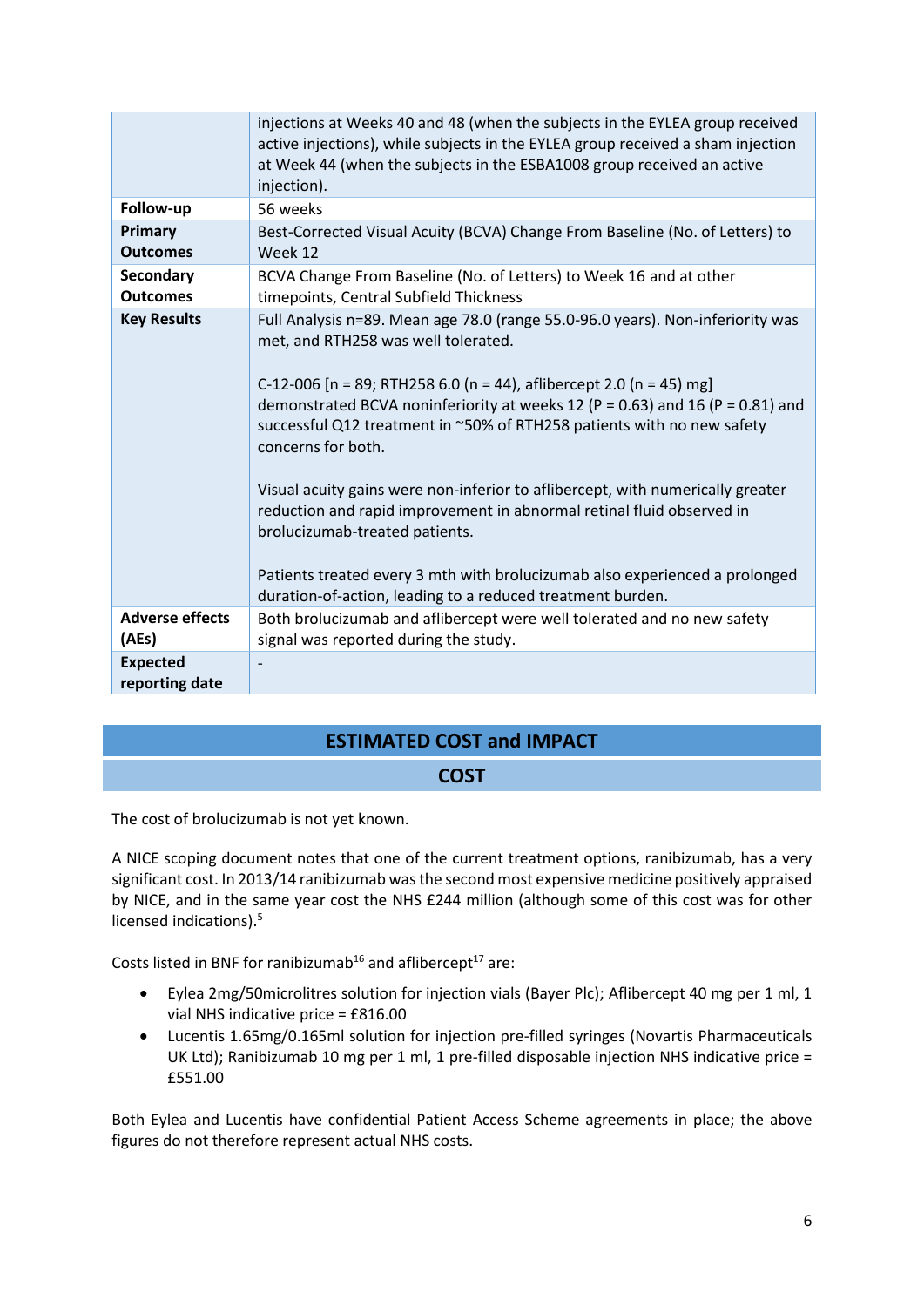| | |
|---|---|
| | injections at Weeks 40 and 48 (when the subjects in the EYLEA group received active injections), while subjects in the EYLEA group received a sham injection at Week 44 (when the subjects in the ESBA1008 group received an active injection). |
| **Follow-up** | 56 weeks |
| **Primary Outcomes** | Best-Corrected Visual Acuity (BCVA) Change From Baseline (No. of Letters) to Week 12 |
| **Secondary Outcomes** | BCVA Change From Baseline (No. of Letters) to Week 16 and at other timepoints, Central Subfield Thickness |
| **Key Results** | Full Analysis n=89. Mean age 78.0 (range 55.0-96.0 years). Non-inferiority was met, and RTH258 was well tolerated.<br><br>C-12-006 [n = 89; RTH258 6.0 (n = 44), aflibercept 2.0 (n = 45) mg] demonstrated BCVA noninferiority at weeks 12 ($P = 0.63$) and 16 ($P = 0.81$) and successful Q12 treatment in ~50% of RTH258 patients with no new safety concerns for both.<br><br>Visual acuity gains were non-inferior to aflibercept, with numerically greater reduction and rapid improvement in abnormal retinal fluid observed in brolucizumab-treated patients.<br><br>Patients treated every 3 mth with brolucizumab also experienced a prolonged duration-of-action, leading to a reduced treatment burden. |
| **Adverse effects (AEs)** | Both brolucizumab and aflibercept were well tolerated and no new safety signal was reported during the study. |
| **Expected reporting date** | - |

## ESTIMATED COST and IMPACT

### COST

The cost of brolucizumab is not yet known.

A NICE scoping document notes that one of the current treatment options, ranibizumab, has a very significant cost. In 2013/14 ranibizumab was the second most expensive medicine positively appraised by NICE, and in the same year cost the NHS £244 million (although some of this cost was for other licensed indications).[5]

Costs listed in BNF for ranibizumab[16] and aflibercept[17] are:

- Eylea 2mg/50microlitres solution for injection vials (Bayer Plc); Aflibercept 40 mg per 1 ml, 1 vial NHS indicative price = £816.00
- Lucentis 1.65mg/0.165ml solution for injection pre-filled syringes (Novartis Pharmaceuticals UK Ltd); Ranibizumab 10 mg per 1 ml, 1 pre-filled disposable injection NHS indicative price = £551.00

Both Eylea and Lucentis have confidential Patient Access Scheme agreements in place; the above figures do not therefore represent actual NHS costs.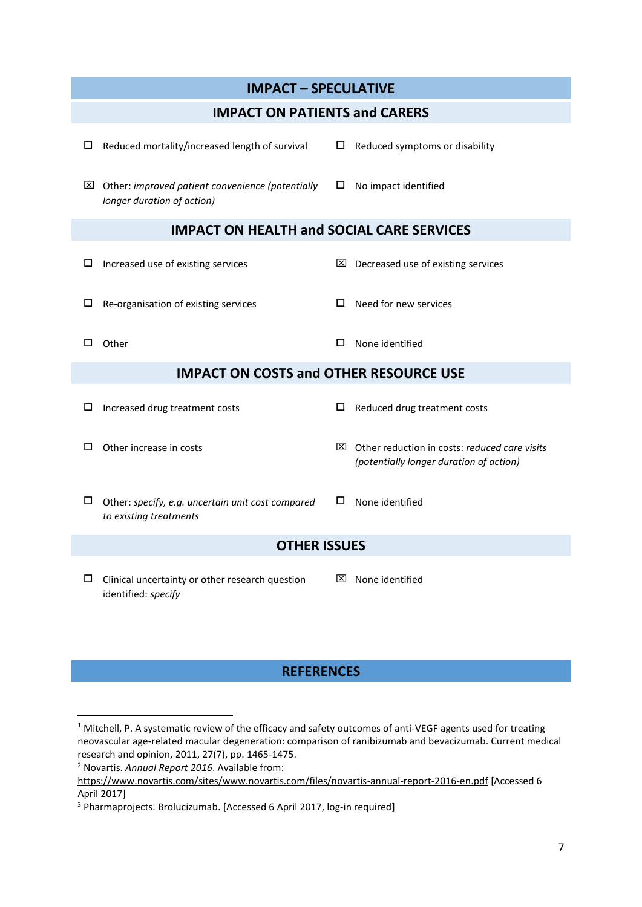## IMPACT – SPECULATIVE

### IMPACT ON PATIENTS and CARERS

- ☐ Reduced mortality/increased length of survival
- ☐ Reduced symptoms or disability
- ☒ Other: *improved patient convenience (potentially longer duration of action)*
- ☐ No impact identified

### IMPACT ON HEALTH and SOCIAL CARE SERVICES

- ☐ Increased use of existing services
- ☒ Decreased use of existing services
- ☐ Re-organisation of existing services
- ☐ Need for new services
- ☐ Other
- ☐ None identified

### IMPACT ON COSTS and OTHER RESOURCE USE

- ☐ Increased drug treatment costs
- ☐ Reduced drug treatment costs
- ☐ Other increase in costs
- ☒ Other reduction in costs: *reduced care visits (potentially longer duration of action)*
- ☐ Other: *specify, e.g. uncertain unit cost compared to existing treatments*
- ☐ None identified

### OTHER ISSUES

- ☐ Clinical uncertainty or other research question identified: *specify*
- ☒ None identified

## REFERENCES

[1] Mitchell, P. A systematic review of the efficacy and safety outcomes of anti-VEGF agents used for treating neovascular age-related macular degeneration: comparison of ranibizumab and bevacizumab. Current medical research and opinion, 2011, 27(7), pp. 1465-1475.

[2] Novartis. *Annual Report 2016*. Available from: https://www.novartis.com/sites/www.novartis.com/files/novartis-annual-report-2016-en.pdf [Accessed 6 April 2017]

[3] Pharmaprojects. Brolucizumab. [Accessed 6 April 2017, log-in required]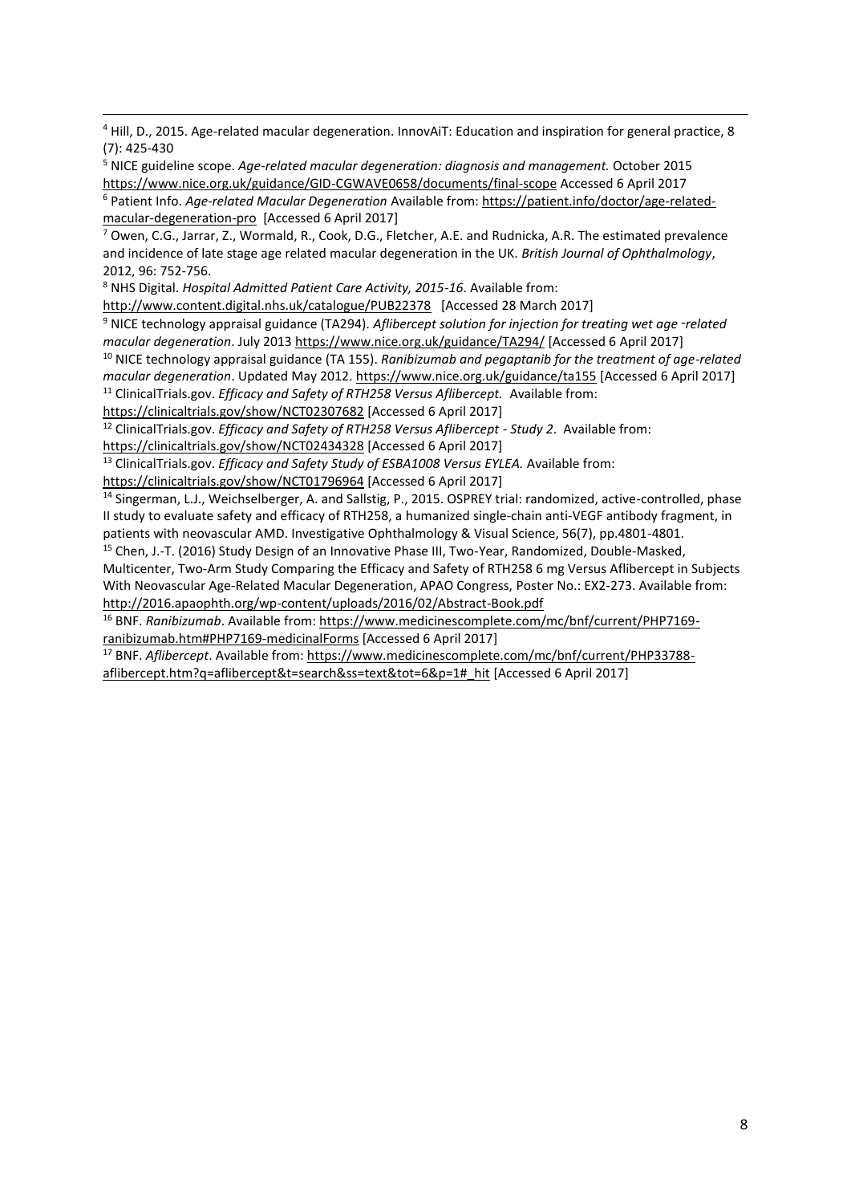[4] Hill, D., 2015. Age-related macular degeneration. InnovAiT: Education and inspiration for general practice, 8 (7): 425-430

[5] NICE guideline scope. *Age-related macular degeneration: diagnosis and management.* October 2015 https://www.nice.org.uk/guidance/GID-CGWAVE0658/documents/final-scope Accessed 6 April 2017

[6] Patient Info. *Age-related Macular Degeneration* Available from: https://patient.info/doctor/age-related-macular-degeneration-pro [Accessed 6 April 2017]

[7] Owen, C.G., Jarrar, Z., Wormald, R., Cook, D.G., Fletcher, A.E. and Rudnicka, A.R. The estimated prevalence and incidence of late stage age related macular degeneration in the UK. *British Journal of Ophthalmology*, 2012, 96: 752-756.

[8] NHS Digital. *Hospital Admitted Patient Care Activity, 2015-16*. Available from: http://www.content.digital.nhs.uk/catalogue/PUB22378 [Accessed 28 March 2017]

[9] NICE technology appraisal guidance (TA294). *Aflibercept solution for injection for treating wet age-related macular degeneration*. July 2013 https://www.nice.org.uk/guidance/TA294/ [Accessed 6 April 2017]

[10] NICE technology appraisal guidance (TA 155). *Ranibizumab and pegaptanib for the treatment of age-related macular degeneration*. Updated May 2012. https://www.nice.org.uk/guidance/ta155 [Accessed 6 April 2017]

[11] ClinicalTrials.gov. *Efficacy and Safety of RTH258 Versus Aflibercept.* Available from: https://clinicaltrials.gov/show/NCT02307682 [Accessed 6 April 2017]

[12] ClinicalTrials.gov. *Efficacy and Safety of RTH258 Versus Aflibercept - Study 2*. Available from: https://clinicaltrials.gov/show/NCT02434328 [Accessed 6 April 2017]

[13] ClinicalTrials.gov. *Efficacy and Safety Study of ESBA1008 Versus EYLEA.* Available from: https://clinicaltrials.gov/show/NCT01796964 [Accessed 6 April 2017]

[14] Singerman, L.J., Weichselberger, A. and Sallstig, P., 2015. OSPREY trial: randomized, active-controlled, phase II study to evaluate safety and efficacy of RTH258, a humanized single-chain anti-VEGF antibody fragment, in patients with neovascular AMD. Investigative Ophthalmology & Visual Science, 56(7), pp.4801-4801.

[15] Chen, J.-T. (2016) Study Design of an Innovative Phase III, Two-Year, Randomized, Double-Masked, Multicenter, Two-Arm Study Comparing the Efficacy and Safety of RTH258 6 mg Versus Aflibercept in Subjects With Neovascular Age-Related Macular Degeneration, APAO Congress, Poster No.: EX2-273. Available from: http://2016.apaophth.org/wp-content/uploads/2016/02/Abstract-Book.pdf

[16] BNF. *Ranibizumab*. Available from: https://www.medicinescomplete.com/mc/bnf/current/PHP7169-ranibizumab.htm#PHP7169-medicinalForms [Accessed 6 April 2017]

[17] BNF. *Aflibercept*. Available from: https://www.medicinescomplete.com/mc/bnf/current/PHP33788-aflibercept.htm?q=aflibercept&t=search&ss=text&tot=6&p=1#_hit [Accessed 6 April 2017]